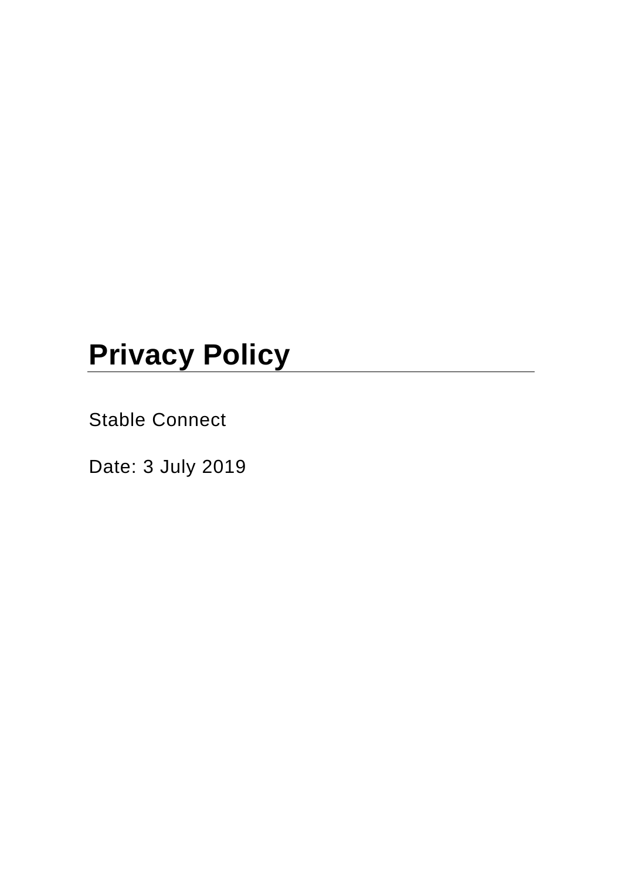# Privacy Policy

Stable Connect

Date: 3 July 2019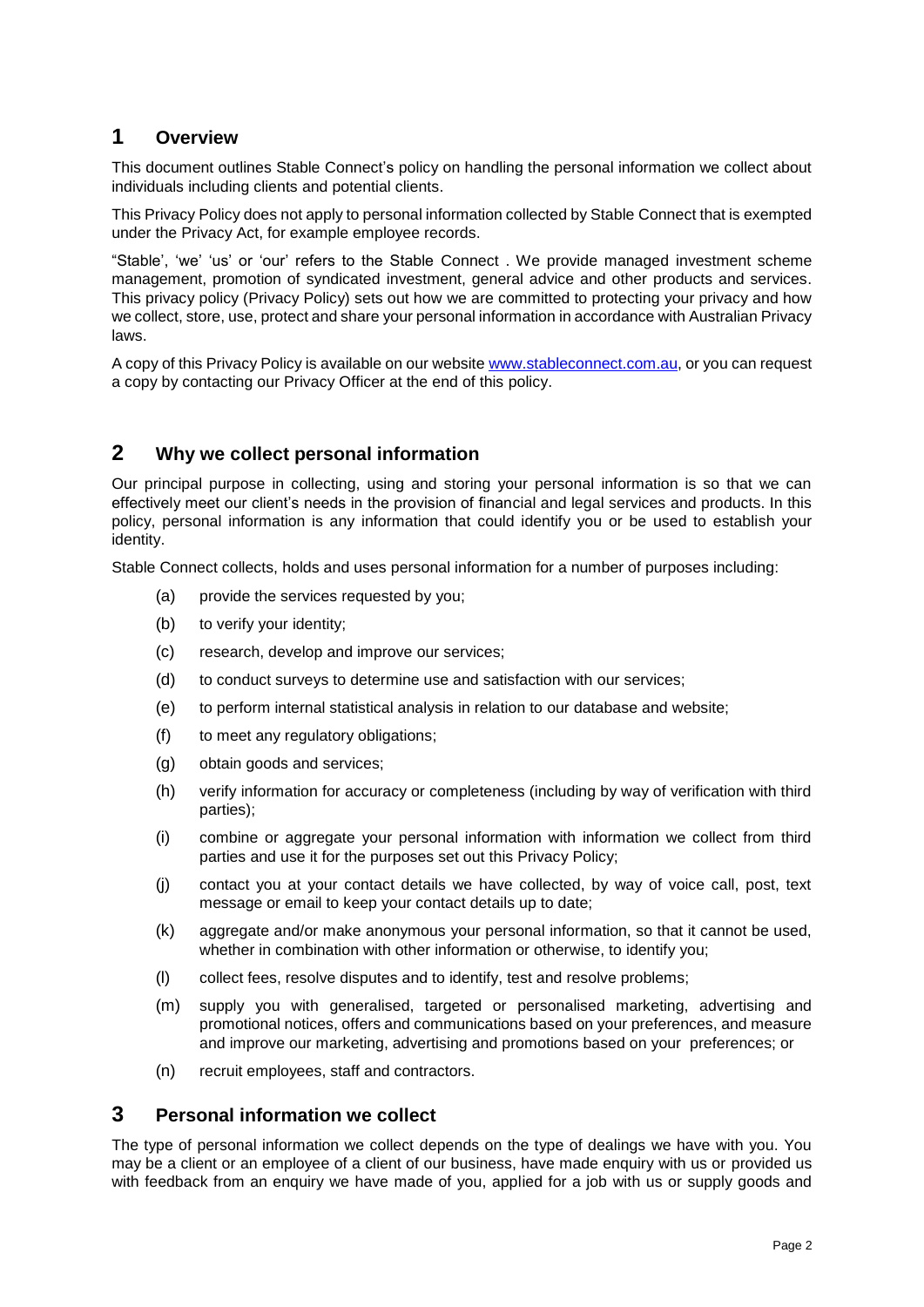## 1 Overview

This document outlines Stable Connect's policy on handling the personal information we collect about individuals including clients and potential clients.

This Privacy Policy does not apply to personal information collected by Stable Connect that is exempted under the Privacy Act, for example employee records.

"Stable', 'we' 'us' or 'our' refers to the Stable Connect . We provide managed investment scheme management, promotion of syndicated investment, general advice and other products and services. This privacy policy (Privacy Policy) sets out how we are committed to protecting your privacy and how we collect, store, use, protect and share your personal information in accordance with Australian Privacy laws.

A copy of this Privacy Policy is available on our website [www.stableconnect.com.au](http://www.stableconnect.com.au), or you can request a copy by contacting our Privacy Officer at the end of this policy.

## 2 Why we collect personal information

Our principal purpose in collecting, using and storing your personal information is so that we can effectively meet our client's needs in the provision of financial and legal services and products. In this policy, personal information is any information that could identify you or be used to establish your identity.

Stable Connect collects, holds and uses personal information for a number of purposes including:

(a) provide the services requested by you;

(b) to verify your identity;

(c) research, develop and improve our services;

(d) to conduct surveys to determine use and satisfaction with our services;

(e) to perform internal statistical analysis in relation to our database and website;

(f) to meet any regulatory obligations;

(g) obtain goods and services;

(h) verify information for accuracy or completeness (including by way of verification with third parties);

(i) combine or aggregate your personal information with information we collect from third parties and use it for the purposes set out this Privacy Policy;

(j) contact you at your contact details we have collected, by way of voice call, post, text message or email to keep your contact details up to date;

(k) aggregate and/or make anonymous your personal information, so that it cannot be used, whether in combination with other information or otherwise, to identify you;

(l) collect fees, resolve disputes and to identify, test and resolve problems;

(m) supply you with generalised, targeted or personalised marketing, advertising and promotional notices, offers and communications based on your preferences, and measure and improve our marketing, advertising and promotions based on your preferences; or

(n) recruit employees, staff and contractors.

## 3 Personal information we collect

The type of personal information we collect depends on the type of dealings we have with you. You may be a client or an employee of a client of our business, have made enquiry with us or provided us with feedback from an enquiry we have made of you, applied for a job with us or supply goods and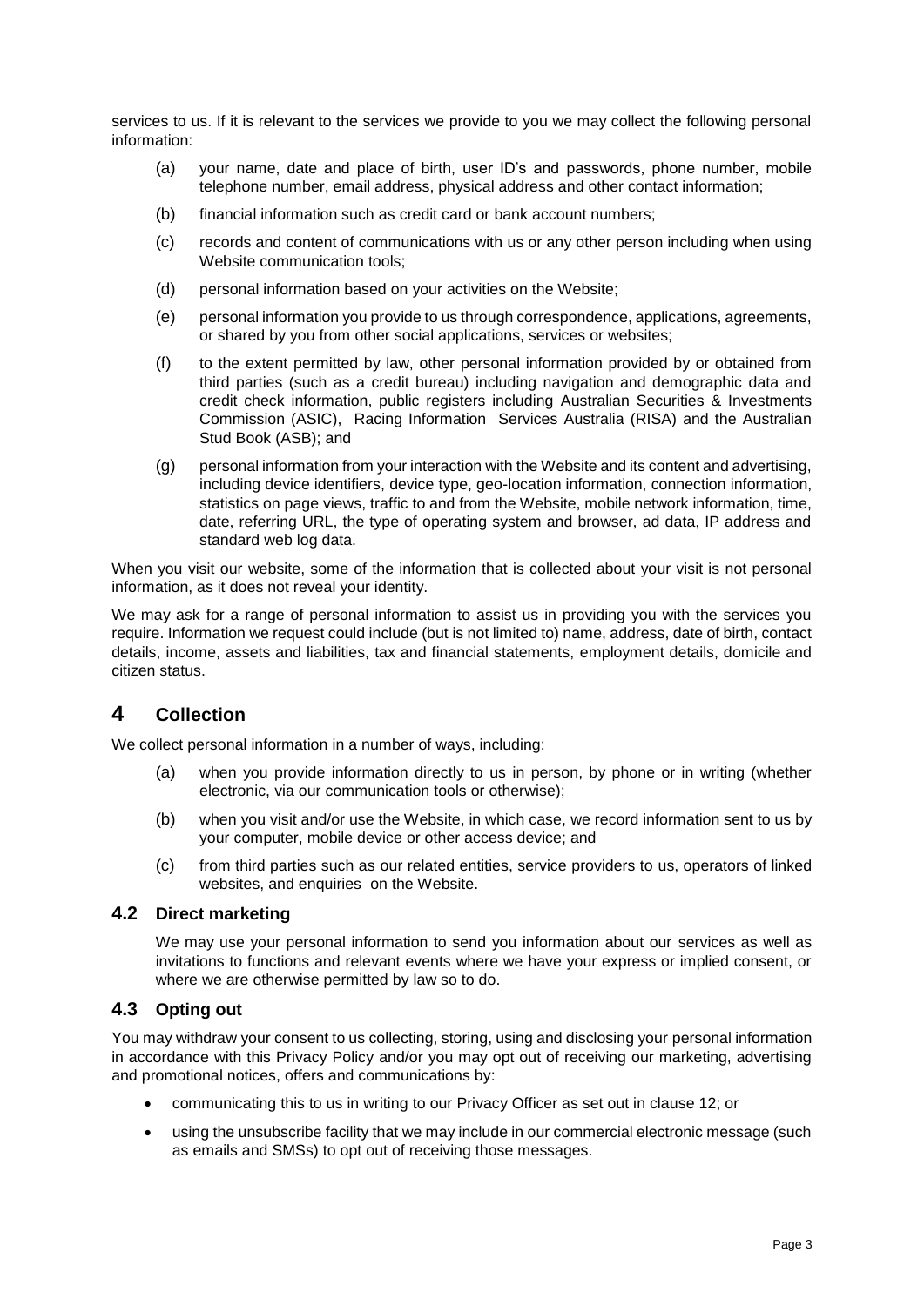services to us. If it is relevant to the services we provide to you we may collect the following personal information:

(a) your name, date and place of birth, user ID's and passwords, phone number, mobile telephone number, email address, physical address and other contact information;

(b) financial information such as credit card or bank account numbers;

(c) records and content of communications with us or any other person including when using Website communication tools;

(d) personal information based on your activities on the Website;

(e) personal information you provide to us through correspondence, applications, agreements, or shared by you from other social applications, services or websites;

(f) to the extent permitted by law, other personal information provided by or obtained from third parties (such as a credit bureau) including navigation and demographic data and credit check information, public registers including Australian Securities & Investments Commission (ASIC), Racing Information Services Australia (RISA) and the Australian Stud Book (ASB); and

(g) personal information from your interaction with the Website and its content and advertising, including device identifiers, device type, geo-location information, connection information, statistics on page views, traffic to and from the Website, mobile network information, time, date, referring URL, the type of operating system and browser, ad data, IP address and standard web log data.

When you visit our website, some of the information that is collected about your visit is not personal information, as it does not reveal your identity.

We may ask for a range of personal information to assist us in providing you with the services you require. Information we request could include (but is not limited to) name, address, date of birth, contact details, income, assets and liabilities, tax and financial statements, employment details, domicile and citizen status.

# 4 Collection

We collect personal information in a number of ways, including:

(a) when you provide information directly to us in person, by phone or in writing (whether electronic, via our communication tools or otherwise);

(b) when you visit and/or use the Website, in which case, we record information sent to us by your computer, mobile device or other access device; and

(c) from third parties such as our related entities, service providers to us, operators of linked websites, and enquiries on the Website.

## 4.2 Direct marketing

We may use your personal information to send you information about our services as well as invitations to functions and relevant events where we have your express or implied consent, or where we are otherwise permitted by law so to do.

## 4.3 Opting out

You may withdraw your consent to us collecting, storing, using and disclosing your personal information in accordance with this Privacy Policy and/or you may opt out of receiving our marketing, advertising and promotional notices, offers and communications by:

- communicating this to us in writing to our Privacy Officer as set out in clause 12; or
- using the unsubscribe facility that we may include in our commercial electronic message (such as emails and SMSs) to opt out of receiving those messages.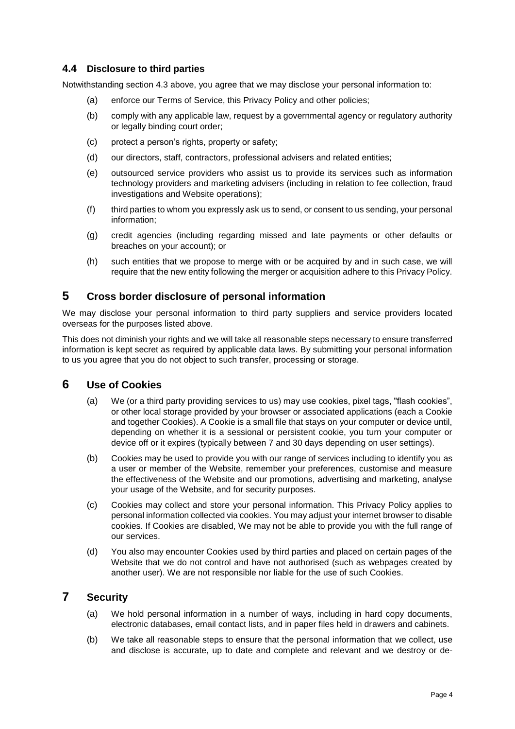### 4.4 Disclosure to third parties

Notwithstanding section 4.3 above, you agree that we may disclose your personal information to:

(a) enforce our Terms of Service, this Privacy Policy and other policies;

(b) comply with any applicable law, request by a governmental agency or regulatory authority or legally binding court order;

(c) protect a person's rights, property or safety;

(d) our directors, staff, contractors, professional advisers and related entities;

(e) outsourced service providers who assist us to provide its services such as information technology providers and marketing advisers (including in relation to fee collection, fraud investigations and Website operations);

(f) third parties to whom you expressly ask us to send, or consent to us sending, your personal information;

(g) credit agencies (including regarding missed and late payments or other defaults or breaches on your account); or

(h) such entities that we propose to merge with or be acquired by and in such case, we will require that the new entity following the merger or acquisition adhere to this Privacy Policy.

## 5 Cross border disclosure of personal information

We may disclose your personal information to third party suppliers and service providers located overseas for the purposes listed above.

This does not diminish your rights and we will take all reasonable steps necessary to ensure transferred information is kept secret as required by applicable data laws. By submitting your personal information to us you agree that you do not object to such transfer, processing or storage.

## 6 Use of Cookies

(a) We (or a third party providing services to us) may use cookies, pixel tags, "flash cookies", or other local storage provided by your browser or associated applications (each a Cookie and together Cookies). A Cookie is a small file that stays on your computer or device until, depending on whether it is a sessional or persistent cookie, you turn your computer or device off or it expires (typically between 7 and 30 days depending on user settings).

(b) Cookies may be used to provide you with our range of services including to identify you as a user or member of the Website, remember your preferences, customise and measure the effectiveness of the Website and our promotions, advertising and marketing, analyse your usage of the Website, and for security purposes.

(c) Cookies may collect and store your personal information. This Privacy Policy applies to personal information collected via cookies. You may adjust your internet browser to disable cookies. If Cookies are disabled, We may not be able to provide you with the full range of our services.

(d) You also may encounter Cookies used by third parties and placed on certain pages of the Website that we do not control and have not authorised (such as webpages created by another user). We are not responsible nor liable for the use of such Cookies.

## 7 Security

(a) We hold personal information in a number of ways, including in hard copy documents, electronic databases, email contact lists, and in paper files held in drawers and cabinets.

(b) We take all reasonable steps to ensure that the personal information that we collect, use and disclose is accurate, up to date and complete and relevant and we destroy or de-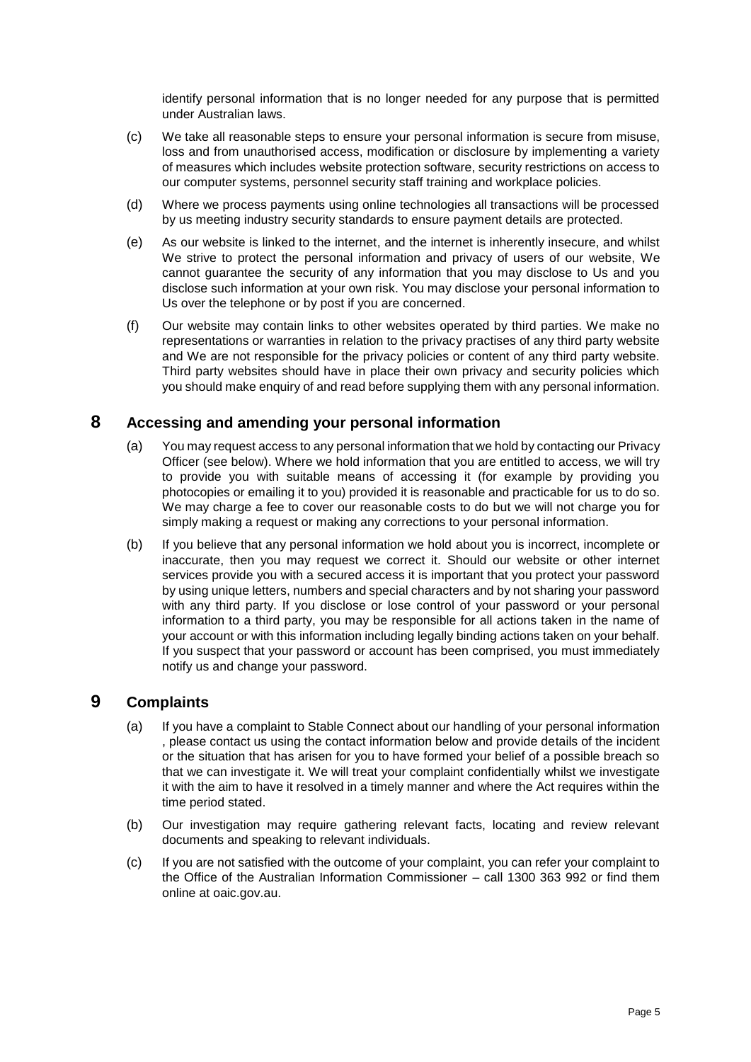identify personal information that is no longer needed for any purpose that is permitted under Australian laws.

(c) We take all reasonable steps to ensure your personal information is secure from misuse, loss and from unauthorised access, modification or disclosure by implementing a variety of measures which includes website protection software, security restrictions on access to our computer systems, personnel security staff training and workplace policies.

(d) Where we process payments using online technologies all transactions will be processed by us meeting industry security standards to ensure payment details are protected.

(e) As our website is linked to the internet, and the internet is inherently insecure, and whilst We strive to protect the personal information and privacy of users of our website, We cannot guarantee the security of any information that you may disclose to Us and you disclose such information at your own risk. You may disclose your personal information to Us over the telephone or by post if you are concerned.

(f) Our website may contain links to other websites operated by third parties. We make no representations or warranties in relation to the privacy practises of any third party website and We are not responsible for the privacy policies or content of any third party website. Third party websites should have in place their own privacy and security policies which you should make enquiry of and read before supplying them with any personal information.

## 8 Accessing and amending your personal information

(a) You may request access to any personal information that we hold by contacting our Privacy Officer (see below). Where we hold information that you are entitled to access, we will try to provide you with suitable means of accessing it (for example by providing you photocopies or emailing it to you) provided it is reasonable and practicable for us to do so. We may charge a fee to cover our reasonable costs to do but we will not charge you for simply making a request or making any corrections to your personal information.

(b) If you believe that any personal information we hold about you is incorrect, incomplete or inaccurate, then you may request we correct it. Should our website or other internet services provide you with a secured access it is important that you protect your password by using unique letters, numbers and special characters and by not sharing your password with any third party. If you disclose or lose control of your password or your personal information to a third party, you may be responsible for all actions taken in the name of your account or with this information including legally binding actions taken on your behalf. If you suspect that your password or account has been comprised, you must immediately notify us and change your password.

## 9 Complaints

(a) If you have a complaint to Stable Connect about our handling of your personal information , please contact us using the contact information below and provide details of the incident or the situation that has arisen for you to have formed your belief of a possible breach so that we can investigate it. We will treat your complaint confidentially whilst we investigate it with the aim to have it resolved in a timely manner and where the Act requires within the time period stated.

(b) Our investigation may require gathering relevant facts, locating and review relevant documents and speaking to relevant individuals.

(c) If you are not satisfied with the outcome of your complaint, you can refer your complaint to the Office of the Australian Information Commissioner – call 1300 363 992 or find them online at oaic.gov.au.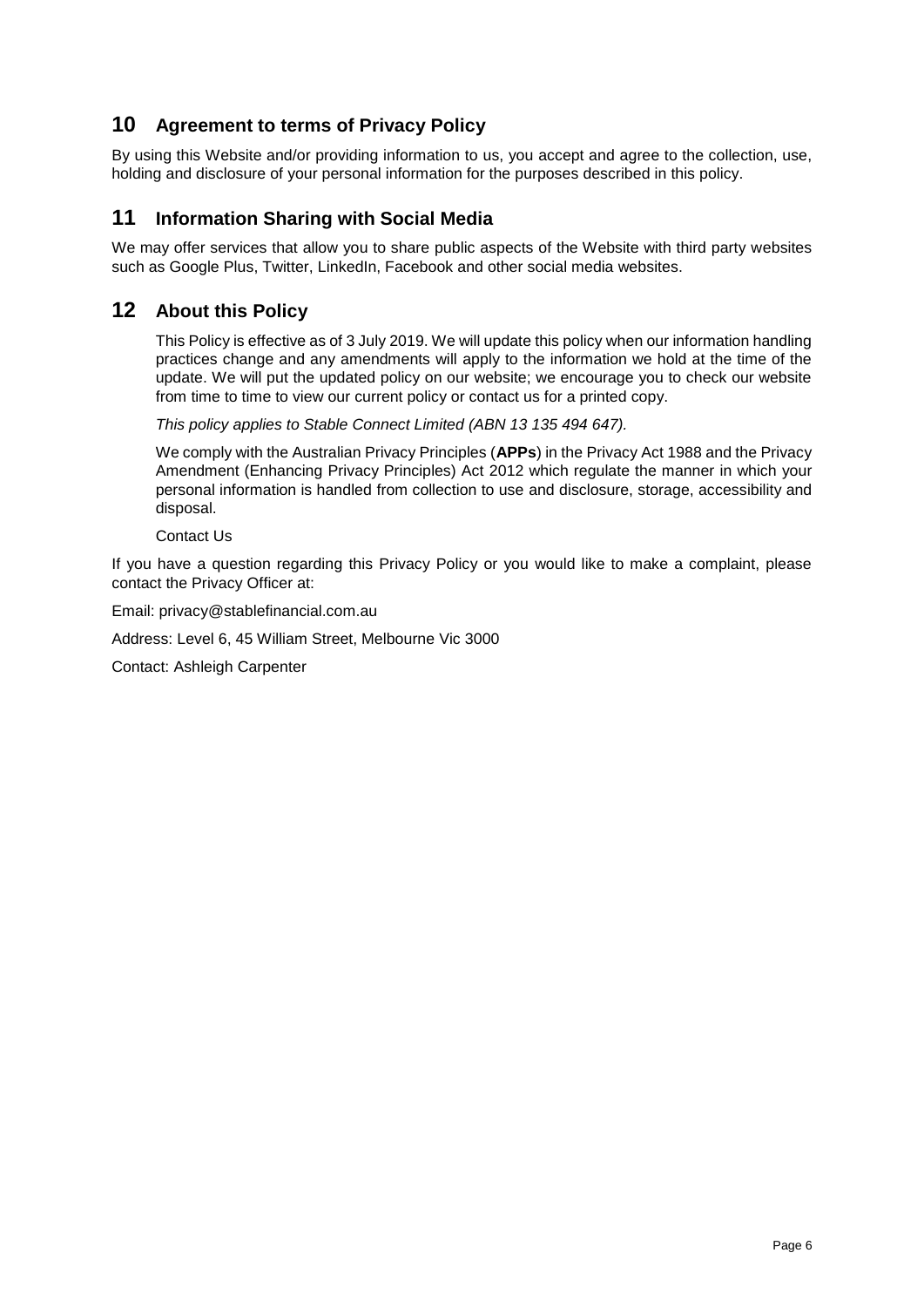## 10 Agreement to terms of Privacy Policy

By using this Website and/or providing information to us, you accept and agree to the collection, use, holding and disclosure of your personal information for the purposes described in this policy.

## 11 Information Sharing with Social Media

We may offer services that allow you to share public aspects of the Website with third party websites such as Google Plus, Twitter, LinkedIn, Facebook and other social media websites.

## 12 About this Policy

This Policy is effective as of 3 July 2019. We will update this policy when our information handling practices change and any amendments will apply to the information we hold at the time of the update. We will put the updated policy on our website; we encourage you to check our website from time to time to view our current policy or contact us for a printed copy.

*This policy applies to Stable Connect Limited (ABN 13 135 494 647).*

We comply with the Australian Privacy Principles (**APPs**) in the Privacy Act 1988 and the Privacy Amendment (Enhancing Privacy Principles) Act 2012 which regulate the manner in which your personal information is handled from collection to use and disclosure, storage, accessibility and disposal.

Contact Us

If you have a question regarding this Privacy Policy or you would like to make a complaint, please contact the Privacy Officer at:

Email: privacy@stablefinancial.com.au

Address: Level 6, 45 William Street, Melbourne Vic 3000

Contact: Ashleigh Carpenter